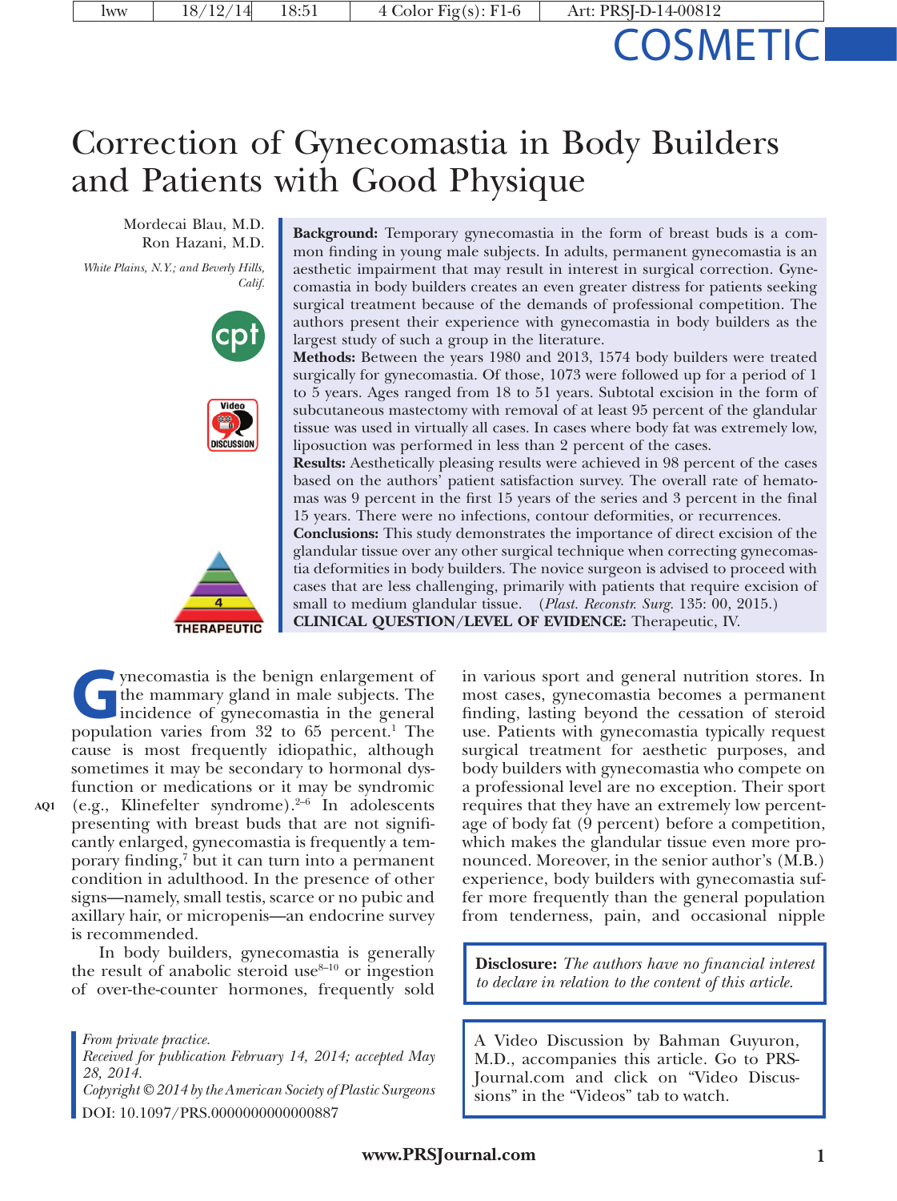COSMETIC

# Correction of Gynecomastia in Body Builders and Patients with Good Physique

Mordecai Blau, M.D.
Ron Hazani, M.D.

*White Plains, N.Y.; and Beverly Hills, Calif.*

**Background:** Temporary gynecomastia in the form of breast buds is a common finding in young male subjects. In adults, permanent gynecomastia is an aesthetic impairment that may result in interest in surgical correction. Gynecomastia in body builders creates an even greater distress for patients seeking surgical treatment because of the demands of professional competition. The authors present their experience with gynecomastia in body builders as the largest study of such a group in the literature.

**Methods:** Between the years 1980 and 2013, 1574 body builders were treated surgically for gynecomastia. Of those, 1073 were followed up for a period of 1 to 5 years. Ages ranged from 18 to 51 years. Subtotal excision in the form of subcutaneous mastectomy with removal of at least 95 percent of the glandular tissue was used in virtually all cases. In cases where body fat was extremely low, liposuction was performed in less than 2 percent of the cases.

**Results:** Aesthetically pleasing results were achieved in 98 percent of the cases based on the authors' patient satisfaction survey. The overall rate of hematomas was 9 percent in the first 15 years of the series and 3 percent in the final 15 years. There were no infections, contour deformities, or recurrences.

**Conclusions:** This study demonstrates the importance of direct excision of the glandular tissue over any other surgical technique when correcting gynecomastia deformities in body builders. The novice surgeon is advised to proceed with cases that are less challenging, primarily with patients that require excision of small to medium glandular tissue. (*Plast. Reconstr. Surg.* 135: 00, 2015.)

**CLINICAL QUESTION/LEVEL OF EVIDENCE:** Therapeutic, IV.

Gynecomastia is the benign enlargement of the mammary gland in male subjects. The incidence of gynecomastia in the general population varies from 32 to 65 percent.[1] The cause is most frequently idiopathic, although sometimes it may be secondary to hormonal dysfunction or medications or it may be syndromic (e.g., Klinefelter syndrome).[2–6] In adolescents presenting with breast buds that are not significantly enlarged, gynecomastia is frequently a temporary finding,[7] but it can turn into a permanent condition in adulthood. In the presence of other signs—namely, small testis, scarce or no pubic and axillary hair, or micropenis—an endocrine survey is recommended.

In body builders, gynecomastia is generally the result of anabolic steroid use[8–10] or ingestion of over-the-counter hormones, frequently sold in various sport and general nutrition stores. In most cases, gynecomastia becomes a permanent finding, lasting beyond the cessation of steroid use. Patients with gynecomastia typically request surgical treatment for aesthetic purposes, and body builders with gynecomastia who compete on a professional level are no exception. Their sport requires that they have an extremely low percentage of body fat (9 percent) before a competition, which makes the glandular tissue even more pronounced. Moreover, in the senior author's (M.B.) experience, body builders with gynecomastia suffer more frequently than the general population from tenderness, pain, and occasional nipple

*From private practice.*
*Received for publication February 14, 2014; accepted May 28, 2014.*
*Copyright © 2014 by the American Society of Plastic Surgeons*
DOI: 10.1097/PRS.0000000000000887

**Disclosure:** *The authors have no financial interest to declare in relation to the content of this article.*

A Video Discussion by Bahman Guyuron, M.D., accompanies this article. Go to PRSJournal.com and click on "Video Discussions" in the "Videos" tab to watch.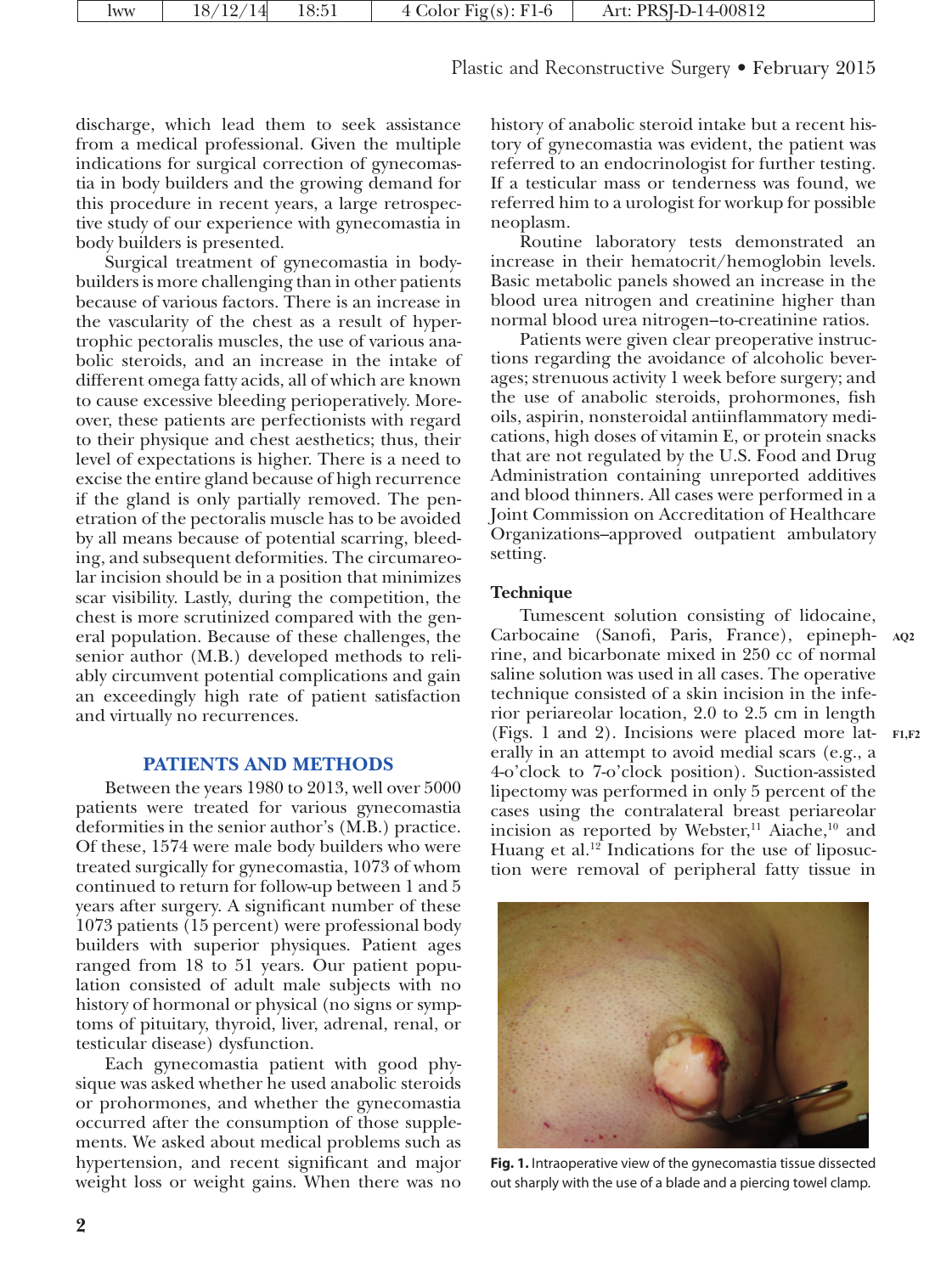discharge, which lead them to seek assistance from a medical professional. Given the multiple indications for surgical correction of gynecomastia in body builders and the growing demand for this procedure in recent years, a large retrospective study of our experience with gynecomastia in body builders is presented.

Surgical treatment of gynecomastia in bodybuilders is more challenging than in other patients because of various factors. There is an increase in the vascularity of the chest as a result of hypertrophic pectoralis muscles, the use of various anabolic steroids, and an increase in the intake of different omega fatty acids, all of which are known to cause excessive bleeding perioperatively. Moreover, these patients are perfectionists with regard to their physique and chest aesthetics; thus, their level of expectations is higher. There is a need to excise the entire gland because of high recurrence if the gland is only partially removed. The penetration of the pectoralis muscle has to be avoided by all means because of potential scarring, bleeding, and subsequent deformities. The circumareolar incision should be in a position that minimizes scar visibility. Lastly, during the competition, the chest is more scrutinized compared with the general population. Because of these challenges, the senior author (M.B.) developed methods to reliably circumvent potential complications and gain an exceedingly high rate of patient satisfaction and virtually no recurrences.

## PATIENTS AND METHODS

Between the years 1980 to 2013, well over 5000 patients were treated for various gynecomastia deformities in the senior author's (M.B.) practice. Of these, 1574 were male body builders who were treated surgically for gynecomastia, 1073 of whom continued to return for follow-up between 1 and 5 years after surgery. A significant number of these 1073 patients (15 percent) were professional body builders with superior physiques. Patient ages ranged from 18 to 51 years. Our patient population consisted of adult male subjects with no history of hormonal or physical (no signs or symptoms of pituitary, thyroid, liver, adrenal, renal, or testicular disease) dysfunction.

Each gynecomastia patient with good physique was asked whether he used anabolic steroids or prohormones, and whether the gynecomastia occurred after the consumption of those supplements. We asked about medical problems such as hypertension, and recent significant and major weight loss or weight gains. When there was no history of anabolic steroid intake but a recent history of gynecomastia was evident, the patient was referred to an endocrinologist for further testing. If a testicular mass or tenderness was found, we referred him to a urologist for workup for possible neoplasm.

Routine laboratory tests demonstrated an increase in their hematocrit/hemoglobin levels. Basic metabolic panels showed an increase in the blood urea nitrogen and creatinine higher than normal blood urea nitrogen–to-creatinine ratios.

Patients were given clear preoperative instructions regarding the avoidance of alcoholic beverages; strenuous activity 1 week before surgery; and the use of anabolic steroids, prohormones, fish oils, aspirin, nonsteroidal antiinflammatory medications, high doses of vitamin E, or protein snacks that are not regulated by the U.S. Food and Drug Administration containing unreported additives and blood thinners. All cases were performed in a Joint Commission on Accreditation of Healthcare Organizations–approved outpatient ambulatory setting.

### Technique

Tumescent solution consisting of lidocaine, Carbocaine (Sanofi, Paris, France), epinephrine, and bicarbonate mixed in 250 cc of normal saline solution was used in all cases. The operative technique consisted of a skin incision in the inferior periareolar location, 2.0 to 2.5 cm in length (Figs. 1 and 2). Incisions were placed more laterally in an attempt to avoid medial scars (e.g., a 4-o'clock to 7-o'clock position). Suction-assisted lipectomy was performed in only 5 percent of the cases using the contralateral breast periareolar incision as reported by Webster,[11] Aiache,[10] and Huang et al.[12] Indications for the use of liposuction were removal of peripheral fatty tissue in

**Fig. 1.** Intraoperative view of the gynecomastia tissue dissected out sharply with the use of a blade and a piercing towel clamp.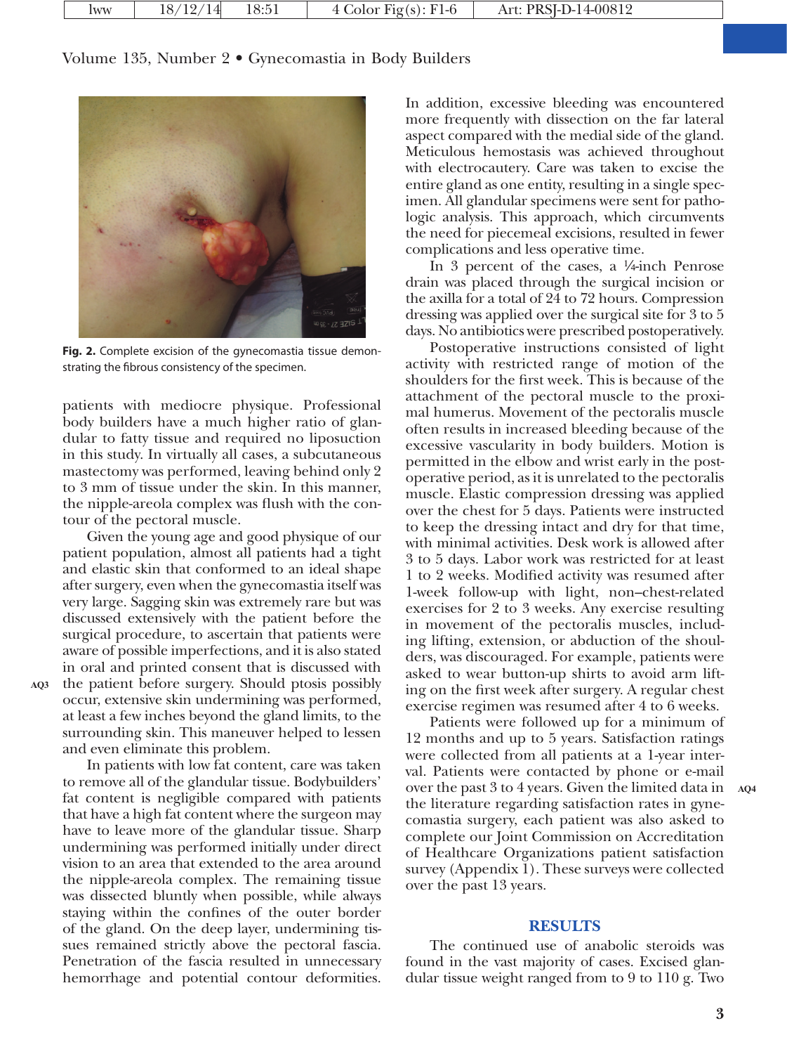Fig. 2. Complete excision of the gynecomastia tissue demonstrating the fibrous consistency of the specimen.

patients with mediocre physique. Professional body builders have a much higher ratio of glandular to fatty tissue and required no liposuction in this study. In virtually all cases, a subcutaneous mastectomy was performed, leaving behind only 2 to 3 mm of tissue under the skin. In this manner, the nipple-areola complex was flush with the contour of the pectoral muscle.

Given the young age and good physique of our patient population, almost all patients had a tight and elastic skin that conformed to an ideal shape after surgery, even when the gynecomastia itself was very large. Sagging skin was extremely rare but was discussed extensively with the patient before the surgical procedure, to ascertain that patients were aware of possible imperfections, and it is also stated in oral and printed consent that is discussed with the patient before surgery. Should ptosis possibly occur, extensive skin undermining was performed, at least a few inches beyond the gland limits, to the surrounding skin. This maneuver helped to lessen and even eliminate this problem.

In patients with low fat content, care was taken to remove all of the glandular tissue. Bodybuilders' fat content is negligible compared with patients that have a high fat content where the surgeon may have to leave more of the glandular tissue. Sharp undermining was performed initially under direct vision to an area that extended to the area around the nipple-areola complex. The remaining tissue was dissected bluntly when possible, while always staying within the confines of the outer border of the gland. On the deep layer, undermining tissues remained strictly above the pectoral fascia. Penetration of the fascia resulted in unnecessary hemorrhage and potential contour deformities. In addition, excessive bleeding was encountered more frequently with dissection on the far lateral aspect compared with the medial side of the gland. Meticulous hemostasis was achieved throughout with electrocautery. Care was taken to excise the entire gland as one entity, resulting in a single specimen. All glandular specimens were sent for pathologic analysis. This approach, which circumvents the need for piecemeal excisions, resulted in fewer complications and less operative time.

In 3 percent of the cases, a ¼-inch Penrose drain was placed through the surgical incision or the axilla for a total of 24 to 72 hours. Compression dressing was applied over the surgical site for 3 to 5 days. No antibiotics were prescribed postoperatively.

Postoperative instructions consisted of light activity with restricted range of motion of the shoulders for the first week. This is because of the attachment of the pectoral muscle to the proximal humerus. Movement of the pectoralis muscle often results in increased bleeding because of the excessive vascularity in body builders. Motion is permitted in the elbow and wrist early in the postoperative period, as it is unrelated to the pectoralis muscle. Elastic compression dressing was applied over the chest for 5 days. Patients were instructed to keep the dressing intact and dry for that time, with minimal activities. Desk work is allowed after 3 to 5 days. Labor work was restricted for at least 1 to 2 weeks. Modified activity was resumed after 1-week follow-up with light, non–chest-related exercises for 2 to 3 weeks. Any exercise resulting in movement of the pectoralis muscles, including lifting, extension, or abduction of the shoulders, was discouraged. For example, patients were asked to wear button-up shirts to avoid arm lifting on the first week after surgery. A regular chest exercise regimen was resumed after 4 to 6 weeks.

Patients were followed up for a minimum of 12 months and up to 5 years. Satisfaction ratings were collected from all patients at a 1-year interval. Patients were contacted by phone or e-mail over the past 3 to 4 years. Given the limited data in the literature regarding satisfaction rates in gynecomastia surgery, each patient was also asked to complete our Joint Commission on Accreditation of Healthcare Organizations patient satisfaction survey (Appendix 1). These surveys were collected over the past 13 years.

## RESULTS

The continued use of anabolic steroids was found in the vast majority of cases. Excised glandular tissue weight ranged from to 9 to 110 g. Two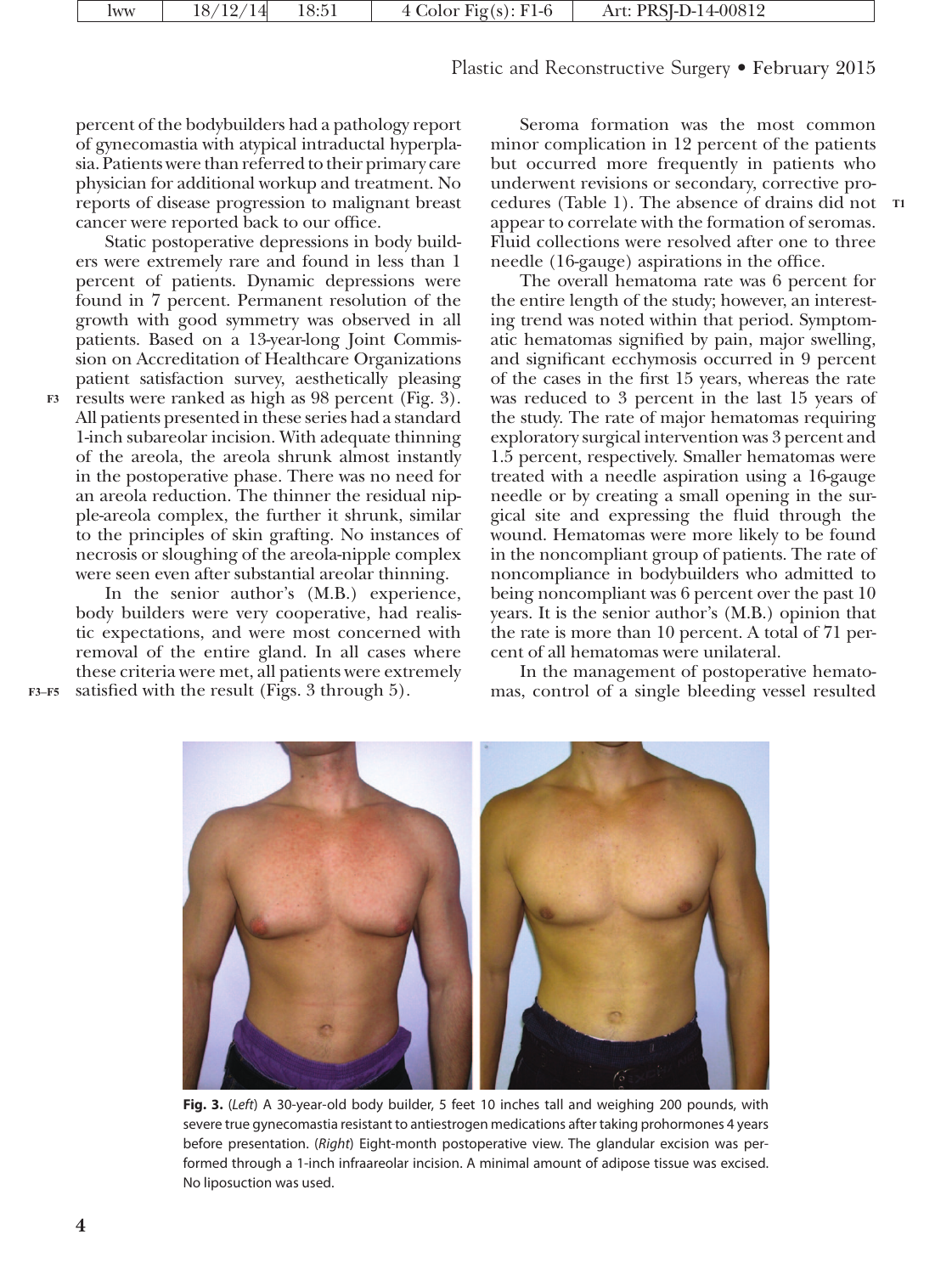percent of the bodybuilders had a pathology report of gynecomastia with atypical intraductal hyperplasia. Patients were than referred to their primary care physician for additional workup and treatment. No reports of disease progression to malignant breast cancer were reported back to our office.

Static postoperative depressions in body builders were extremely rare and found in less than 1 percent of patients. Dynamic depressions were found in 7 percent. Permanent resolution of the growth with good symmetry was observed in all patients. Based on a 13-year-long Joint Commission on Accreditation of Healthcare Organizations patient satisfaction survey, aesthetically pleasing results were ranked as high as 98 percent (Fig. 3). All patients presented in these series had a standard 1-inch subareolar incision. With adequate thinning of the areola, the areola shrunk almost instantly in the postoperative phase. There was no need for an areola reduction. The thinner the residual nipple-areola complex, the further it shrunk, similar to the principles of skin grafting. No instances of necrosis or sloughing of the areola-nipple complex were seen even after substantial areolar thinning.

In the senior author's (M.B.) experience, body builders were very cooperative, had realistic expectations, and were most concerned with removal of the entire gland. In all cases where these criteria were met, all patients were extremely satisfied with the result (Figs. 3 through 5).

Seroma formation was the most common minor complication in 12 percent of the patients but occurred more frequently in patients who underwent revisions or secondary, corrective procedures (Table 1). The absence of drains did not appear to correlate with the formation of seromas. Fluid collections were resolved after one to three needle (16-gauge) aspirations in the office.

The overall hematoma rate was 6 percent for the entire length of the study; however, an interesting trend was noted within that period. Symptomatic hematomas signified by pain, major swelling, and significant ecchymosis occurred in 9 percent of the cases in the first 15 years, whereas the rate was reduced to 3 percent in the last 15 years of the study. The rate of major hematomas requiring exploratory surgical intervention was 3 percent and 1.5 percent, respectively. Smaller hematomas were treated with a needle aspiration using a 16-gauge needle or by creating a small opening in the surgical site and expressing the fluid through the wound. Hematomas were more likely to be found in the noncompliant group of patients. The rate of noncompliance in bodybuilders who admitted to being noncompliant was 6 percent over the past 10 years. It is the senior author's (M.B.) opinion that the rate is more than 10 percent. A total of 71 percent of all hematomas were unilateral.

In the management of postoperative hematomas, control of a single bleeding vessel resulted

**Fig. 3.** (*Left*) A 30-year-old body builder, 5 feet 10 inches tall and weighing 200 pounds, with severe true gynecomastia resistant to antiestrogen medications after taking prohormones 4 years before presentation. (*Right*) Eight-month postoperative view. The glandular excision was performed through a 1-inch infraareolar incision. A minimal amount of adipose tissue was excised. No liposuction was used.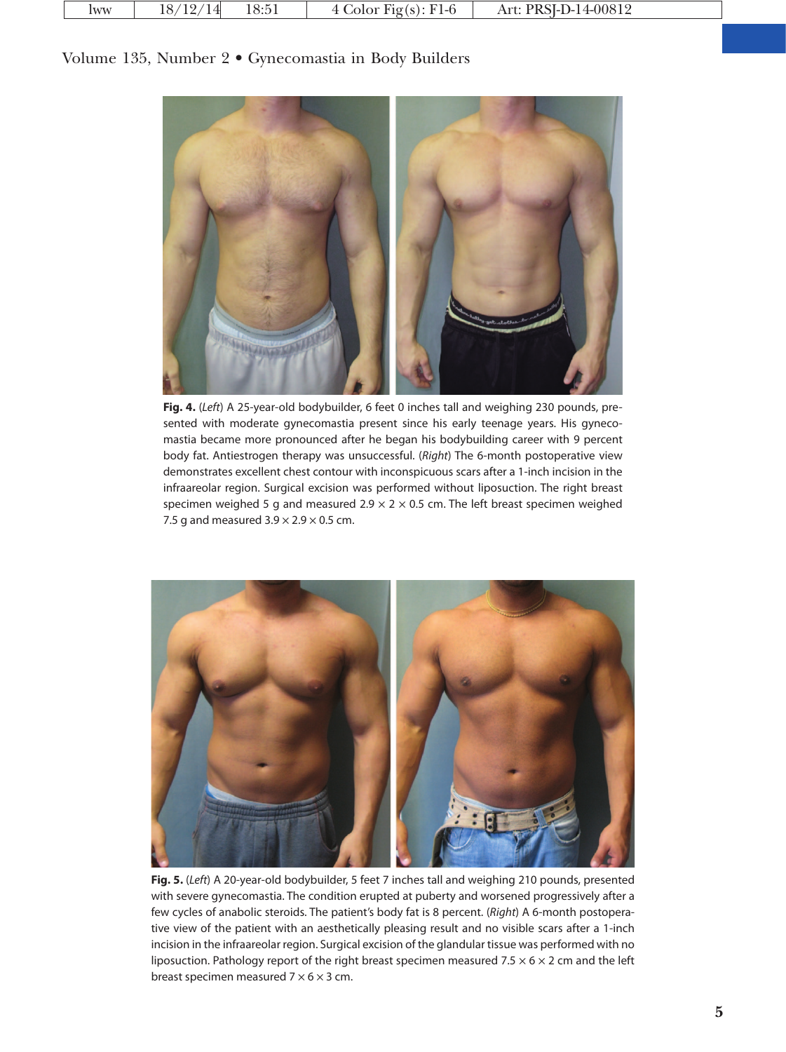**Fig. 4.** (*Left*) A 25-year-old bodybuilder, 6 feet 0 inches tall and weighing 230 pounds, presented with moderate gynecomastia present since his early teenage years. His gynecomastia became more pronounced after he began his bodybuilding career with 9 percent body fat. Antiestrogen therapy was unsuccessful. (*Right*) The 6-month postoperative view demonstrates excellent chest contour with inconspicuous scars after a 1-inch incision in the infraareolar region. Surgical excision was performed without liposuction. The right breast specimen weighed 5 g and measured 2.9 × 2 × 0.5 cm. The left breast specimen weighed 7.5 g and measured 3.9 × 2.9 × 0.5 cm.

**Fig. 5.** (*Left*) A 20-year-old bodybuilder, 5 feet 7 inches tall and weighing 210 pounds, presented with severe gynecomastia. The condition erupted at puberty and worsened progressively after a few cycles of anabolic steroids. The patient's body fat is 8 percent. (*Right*) A 6-month postoperative view of the patient with an aesthetically pleasing result and no visible scars after a 1-inch incision in the infraareolar region. Surgical excision of the glandular tissue was performed with no liposuction. Pathology report of the right breast specimen measured 7.5 × 6 × 2 cm and the left breast specimen measured 7 × 6 × 3 cm.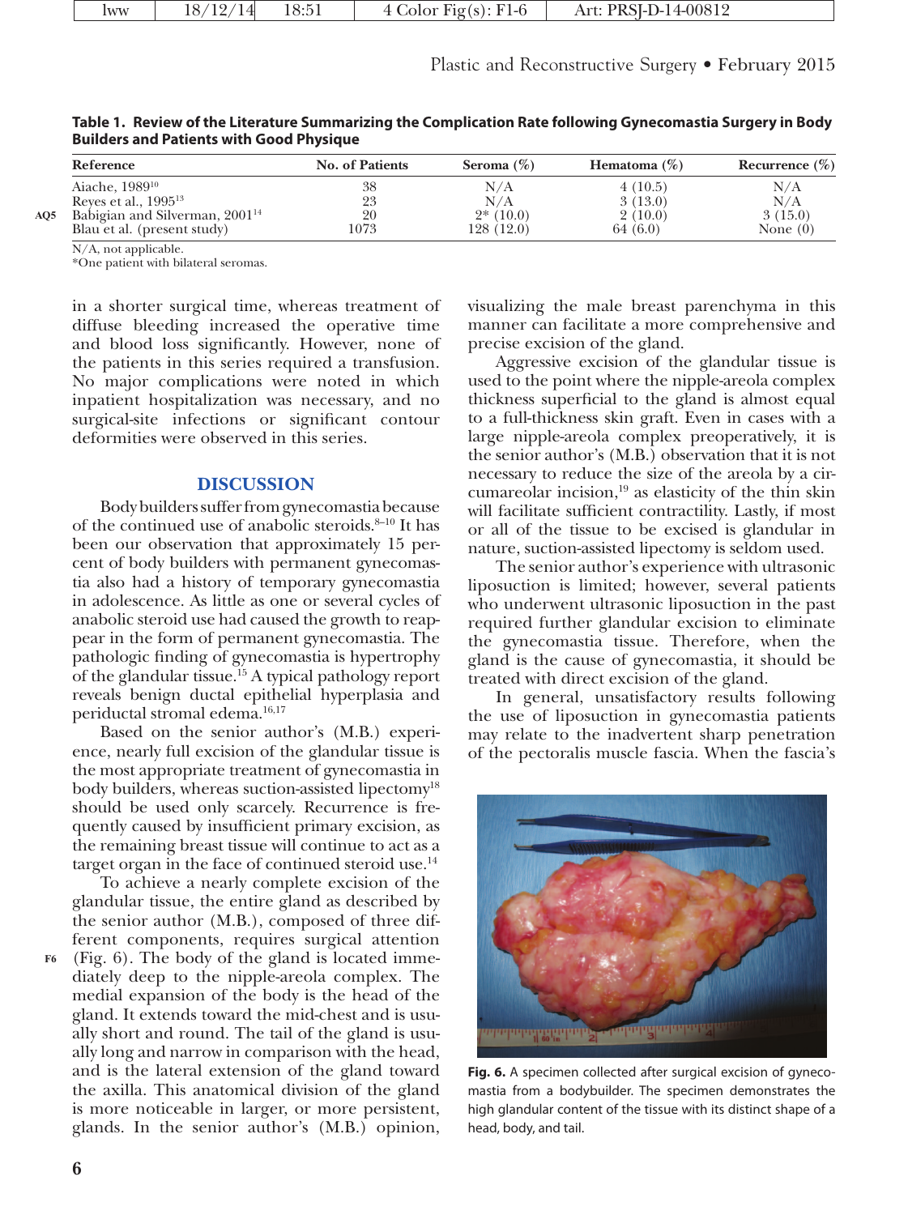**Table 1. Review of the Literature Summarizing the Complication Rate following Gynecomastia Surgery in Body Builders and Patients with Good Physique**

| Reference | No. of Patients | Seroma (%) | Hematoma (%) | Recurrence (%) |
|---|---|---|---|---|
| Aiache, 1989[10] | 38 | N/A | 4 (10.5) | N/A |
| Reyes et al., 1995[13] | 23 | N/A | 3 (13.0) | N/A |
| Babigian and Silverman, 2001[14] | 20 | 2* (10.0) | 2 (10.0) | 3 (15.0) |
| Blau et al. (present study) | 1073 | 128 (12.0) | 64 (6.0) | None (0) |

N/A, not applicable.
*One patient with bilateral seromas.

in a shorter surgical time, whereas treatment of diffuse bleeding increased the operative time and blood loss significantly. However, none of the patients in this series required a transfusion. No major complications were noted in which inpatient hospitalization was necessary, and no surgical-site infections or significant contour deformities were observed in this series.

## DISCUSSION

Body builders suffer from gynecomastia because of the continued use of anabolic steroids.[8–10] It has been our observation that approximately 15 percent of body builders with permanent gynecomastia also had a history of temporary gynecomastia in adolescence. As little as one or several cycles of anabolic steroid use had caused the growth to reappear in the form of permanent gynecomastia. The pathologic finding of gynecomastia is hypertrophy of the glandular tissue.[15] A typical pathology report reveals benign ductal epithelial hyperplasia and periductal stromal edema.[16,17]

Based on the senior author's (M.B.) experience, nearly full excision of the glandular tissue is the most appropriate treatment of gynecomastia in body builders, whereas suction-assisted lipectomy[18] should be used only scarcely. Recurrence is frequently caused by insufficient primary excision, as the remaining breast tissue will continue to act as a target organ in the face of continued steroid use.[14]

To achieve a nearly complete excision of the glandular tissue, the entire gland as described by the senior author (M.B.), composed of three different components, requires surgical attention (Fig. 6). The body of the gland is located immediately deep to the nipple-areola complex. The medial expansion of the body is the head of the gland. It extends toward the mid-chest and is usually short and round. The tail of the gland is usually long and narrow in comparison with the head, and is the lateral extension of the gland toward the axilla. This anatomical division of the gland is more noticeable in larger, or more persistent, glands. In the senior author's (M.B.) opinion, visualizing the male breast parenchyma in this manner can facilitate a more comprehensive and precise excision of the gland.

Aggressive excision of the glandular tissue is used to the point where the nipple-areola complex thickness superficial to the gland is almost equal to a full-thickness skin graft. Even in cases with a large nipple-areola complex preoperatively, it is the senior author's (M.B.) observation that it is not necessary to reduce the size of the areola by a circumareolar incision,[19] as elasticity of the thin skin will facilitate sufficient contractility. Lastly, if most or all of the tissue to be excised is glandular in nature, suction-assisted lipectomy is seldom used.

The senior author's experience with ultrasonic liposuction is limited; however, several patients who underwent ultrasonic liposuction in the past required further glandular excision to eliminate the gynecomastia tissue. Therefore, when the gland is the cause of gynecomastia, it should be treated with direct excision of the gland.

In general, unsatisfactory results following the use of liposuction in gynecomastia patients may relate to the inadvertent sharp penetration of the pectoralis muscle fascia. When the fascia's

**Fig. 6.** A specimen collected after surgical excision of gynecomastia from a bodybuilder. The specimen demonstrates the high glandular content of the tissue with its distinct shape of a head, body, and tail.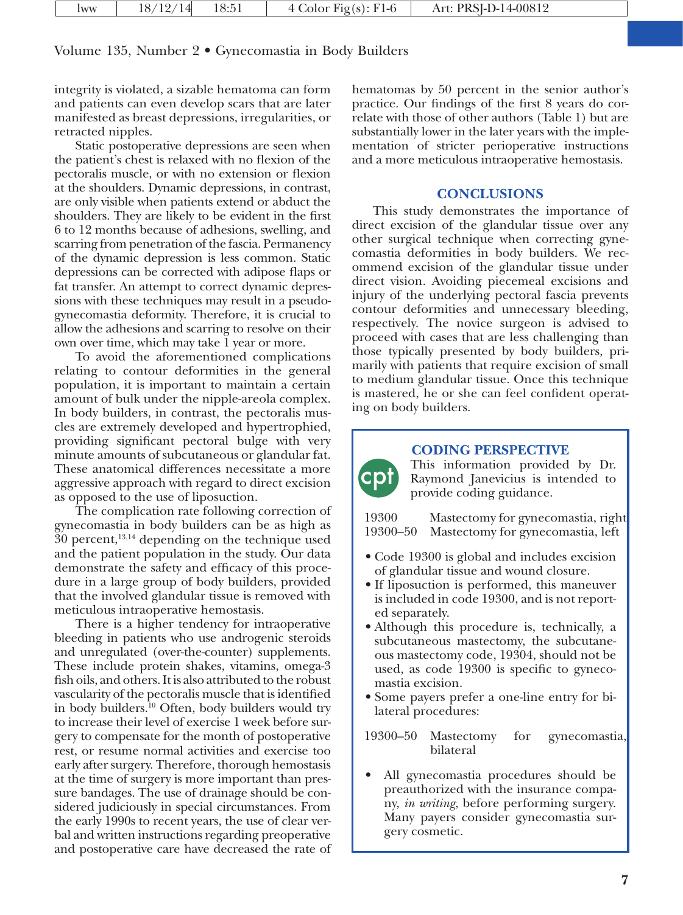integrity is violated, a sizable hematoma can form and patients can even develop scars that are later manifested as breast depressions, irregularities, or retracted nipples.

Static postoperative depressions are seen when the patient's chest is relaxed with no flexion of the pectoralis muscle, or with no extension or flexion at the shoulders. Dynamic depressions, in contrast, are only visible when patients extend or abduct the shoulders. They are likely to be evident in the first 6 to 12 months because of adhesions, swelling, and scarring from penetration of the fascia. Permanency of the dynamic depression is less common. Static depressions can be corrected with adipose flaps or fat transfer. An attempt to correct dynamic depressions with these techniques may result in a pseudogynecomastia deformity. Therefore, it is crucial to allow the adhesions and scarring to resolve on their own over time, which may take 1 year or more.

To avoid the aforementioned complications relating to contour deformities in the general population, it is important to maintain a certain amount of bulk under the nipple-areola complex. In body builders, in contrast, the pectoralis muscles are extremely developed and hypertrophied, providing significant pectoral bulge with very minute amounts of subcutaneous or glandular fat. These anatomical differences necessitate a more aggressive approach with regard to direct excision as opposed to the use of liposuction.

The complication rate following correction of gynecomastia in body builders can be as high as 30 percent,[13,14] depending on the technique used and the patient population in the study. Our data demonstrate the safety and efficacy of this procedure in a large group of body builders, provided that the involved glandular tissue is removed with meticulous intraoperative hemostasis.

There is a higher tendency for intraoperative bleeding in patients who use androgenic steroids and unregulated (over-the-counter) supplements. These include protein shakes, vitamins, omega-3 fish oils, and others. It is also attributed to the robust vascularity of the pectoralis muscle that is identified in body builders.[10] Often, body builders would try to increase their level of exercise 1 week before surgery to compensate for the month of postoperative rest, or resume normal activities and exercise too early after surgery. Therefore, thorough hemostasis at the time of surgery is more important than pressure bandages. The use of drainage should be considered judiciously in special circumstances. From the early 1990s to recent years, the use of clear verbal and written instructions regarding preoperative and postoperative care have decreased the rate of hematomas by 50 percent in the senior author's practice. Our findings of the first 8 years do correlate with those of other authors (Table 1) but are substantially lower in the later years with the implementation of stricter perioperative instructions and a more meticulous intraoperative hemostasis.

## CONCLUSIONS

This study demonstrates the importance of direct excision of the glandular tissue over any other surgical technique when correcting gynecomastia deformities in body builders. We recommend excision of the glandular tissue under direct vision. Avoiding piecemeal excisions and injury of the underlying pectoral fascia prevents contour deformities and unnecessary bleeding, respectively. The novice surgeon is advised to proceed with cases that are less challenging than those typically presented by body builders, primarily with patients that require excision of small to medium glandular tissue. Once this technique is mastered, he or she can feel confident operating on body builders.

### CODING PERSPECTIVE

This information provided by Dr. Raymond Janevicius is intended to provide coding guidance.

| | |
|---|---|
| 19300 | Mastectomy for gynecomastia, right |
| 19300–50 | Mastectomy for gynecomastia, left |

- Code 19300 is global and includes excision of glandular tissue and wound closure.
- If liposuction is performed, this maneuver is included in code 19300, and is not reported separately.
- Although this procedure is, technically, a subcutaneous mastectomy, the subcutaneous mastectomy code, 19304, should not be used, as code 19300 is specific to gynecomastia excision.
- Some payers prefer a one-line entry for bilateral procedures:

| | |
|---|---|
| 19300–50 | Mastectomy for gynecomastia, bilateral |

- All gynecomastia procedures should be preauthorized with the insurance company, *in writing*, before performing surgery. Many payers consider gynecomastia surgery cosmetic.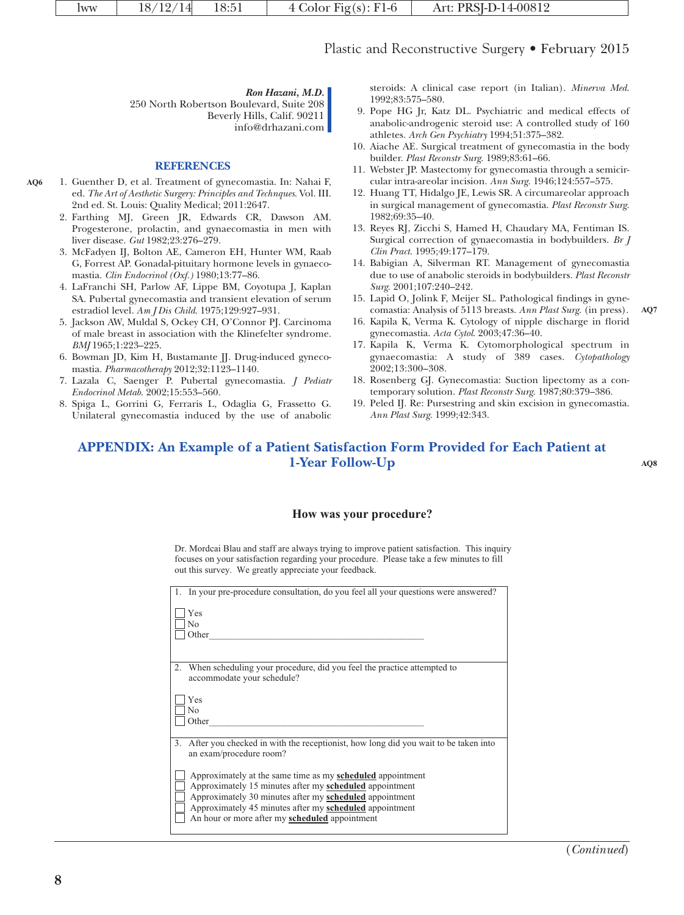***Ron Hazani, M.D.***
250 North Robertson Boulevard, Suite 208
Beverly Hills, Calif. 90211
info@drhazani.com

## REFERENCES

1. Guenther D, et al. Treatment of gynecomastia. In: Nahai F, ed. *The Art of Aesthetic Surgery: Principles and Technques*. Vol. III. 2nd ed. St. Louis: Quality Medical; 2011:2647.
2. Farthing MJ, Green JR, Edwards CR, Dawson AM. Progesterone, prolactin, and gynaecomastia in men with liver disease. *Gut* 1982;23:276–279.
3. McFadyen IJ, Bolton AE, Cameron EH, Hunter WM, Raab G, Forrest AP. Gonadal-pituitary hormone levels in gynaecomastia. *Clin Endocrinol (Oxf.)* 1980;13:77–86.
4. LaFranchi SH, Parlow AF, Lippe BM, Coyotupa J, Kaplan SA. Pubertal gynecomastia and transient elevation of serum estradiol level. *Am J Dis Child*. 1975;129:927–931.
5. Jackson AW, Muldal S, Ockey CH, O'Connor PJ. Carcinoma of male breast in association with the Klinefelter syndrome. *BMJ* 1965;1:223–225.
6. Bowman JD, Kim H, Bustamante JJ. Drug-induced gynecomastia. *Pharmacotherapy* 2012;32:1123–1140.
7. Lazala C, Saenger P. Pubertal gynecomastia. *J Pediatr Endocrinol Metab*. 2002;15:553–560.
8. Spiga L, Gorrini G, Ferraris L, Odaglia G, Frassetto G. Unilateral gynecomastia induced by the use of anabolic steroids: A clinical case report (in Italian). *Minerva Med*. 1992;83:575–580.
9. Pope HG Jr, Katz DL. Psychiatric and medical effects of anabolic-androgenic steroid use: A controlled study of 160 athletes. *Arch Gen Psychiatry* 1994;51:375–382.
10. Aiache AE. Surgical treatment of gynecomastia in the body builder. *Plast Reconstr Surg*. 1989;83:61–66.
11. Webster JP. Mastectomy for gynecomastia through a semicircular intra-areolar incision. *Ann Surg*. 1946;124:557–575.
12. Huang TT, Hidalgo JE, Lewis SR. A circumareolar approach in surgical management of gynecomastia. *Plast Reconstr Surg*. 1982;69:35–40.
13. Reyes RJ, Zicchi S, Hamed H, Chaudary MA, Fentiman IS. Surgical correction of gynaecomastia in bodybuilders. *Br J Clin Pract*. 1995;49:177–179.
14. Babigian A, Silverman RT. Management of gynecomastia due to use of anabolic steroids in bodybuilders. *Plast Reconstr Surg*. 2001;107:240–242.
15. Lapid O, Jolink F, Meijer SL. Pathological findings in gynecomastia: Analysis of 5113 breasts. *Ann Plast Surg*. (in press).
16. Kapila K, Verma K. Cytology of nipple discharge in florid gynecomastia. *Acta Cytol*. 2003;47:36–40.
17. Kapila K, Verma K. Cytomorphological spectrum in gynaecomastia: A study of 389 cases. *Cytopathology* 2002;13:300–308.
18. Rosenberg GJ. Gynecomastia: Suction lipectomy as a contemporary solution. *Plast Reconstr Surg*. 1987;80:379–386.
19. Peled IJ. Re: Pursestring and skin excision in gynecomastia. *Ann Plast Surg*. 1999;42:343.

## APPENDIX: An Example of a Patient Satisfaction Form Provided for Each Patient at 1-Year Follow-Up

### How was your procedure?

Dr. Mordcai Blau and staff are always trying to improve patient satisfaction. This inquiry focuses on your satisfaction regarding your procedure. Please take a few minutes to fill out this survey. We greatly appreciate your feedback.

1. In your pre-procedure consultation, do you feel all your questions were answered?

   ☐ Yes
   ☐ No
   ☐ Other______________________________________________

2. When scheduling your procedure, did you feel the practice attempted to accommodate your schedule?

   ☐ Yes
   ☐ No
   ☐ Other______________________________________________

3. After you checked in with the receptionist, how long did you wait to be taken into an exam/procedure room?

   ☐ Approximately at the same time as my **scheduled** appointment
   ☐ Approximately 15 minutes after my **scheduled** appointment
   ☐ Approximately 30 minutes after my **scheduled** appointment
   ☐ Approximately 45 minutes after my **scheduled** appointment
   ☐ An hour or more after my **scheduled** appointment

(*Continued*)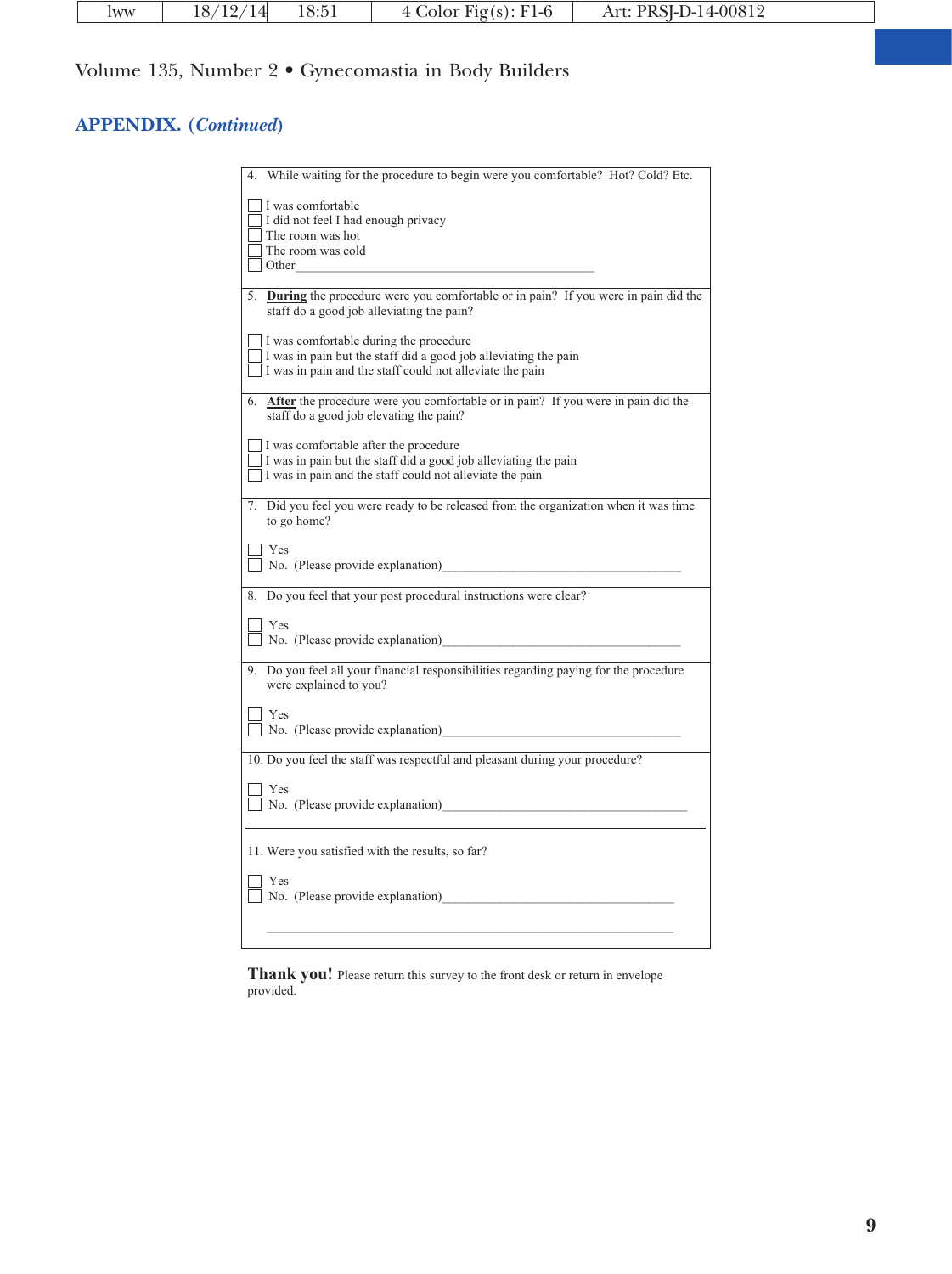## APPENDIX. (*Continued*)

4. While waiting for the procedure to begin were you comfortable? Hot? Cold? Etc.

☐ I was comfortable
☐ I did not feel I had enough privacy
☐ The room was hot
☐ The room was cold
☐ Other______________________________________

5. **During** the procedure were you comfortable or in pain? If you were in pain did the staff do a good job alleviating the pain?

☐ I was comfortable during the procedure
☐ I was in pain but the staff did a good job alleviating the pain
☐ I was in pain and the staff could not alleviate the pain

6. **After** the procedure were you comfortable or in pain? If you were in pain did the staff do a good job elevating the pain?

☐ I was comfortable after the procedure
☐ I was in pain but the staff did a good job alleviating the pain
☐ I was in pain and the staff could not alleviate the pain

7. Did you feel you were ready to be released from the organization when it was time to go home?

☐ Yes
☐ No. (Please provide explanation)______________________________________

8. Do you feel that your post procedural instructions were clear?

☐ Yes
☐ No. (Please provide explanation)______________________________________

9. Do you feel all your financial responsibilities regarding paying for the procedure were explained to you?

☐ Yes
☐ No. (Please provide explanation)______________________________________

10. Do you feel the staff was respectful and pleasant during your procedure?

☐ Yes
☐ No. (Please provide explanation)______________________________________

11. Were you satisfied with the results, so far?

☐ Yes
☐ No. (Please provide explanation)______________________________________

__________________________________________________________

**Thank you!** Please return this survey to the front desk or return in envelope provided.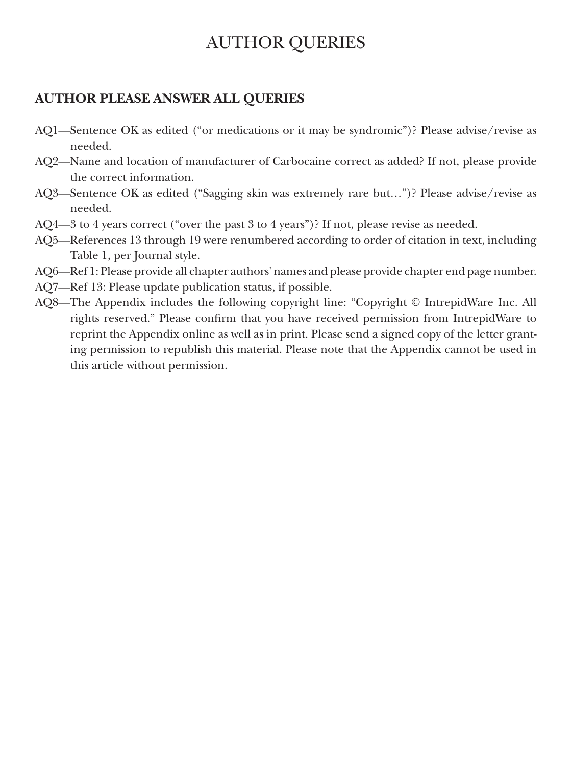# AUTHOR QUERIES

**AUTHOR PLEASE ANSWER ALL QUERIES**

AQ1—Sentence OK as edited ("or medications or it may be syndromic")? Please advise/revise as needed.

AQ2—Name and location of manufacturer of Carbocaine correct as added? If not, please provide the correct information.

AQ3—Sentence OK as edited ("Sagging skin was extremely rare but…")? Please advise/revise as needed.

AQ4—3 to 4 years correct ("over the past 3 to 4 years")? If not, please revise as needed.

AQ5—References 13 through 19 were renumbered according to order of citation in text, including Table 1, per Journal style.

AQ6—Ref 1: Please provide all chapter authors' names and please provide chapter end page number.

AQ7—Ref 13: Please update publication status, if possible.

AQ8—The Appendix includes the following copyright line: "Copyright © IntrepidWare Inc. All rights reserved." Please confirm that you have received permission from IntrepidWare to reprint the Appendix online as well as in print. Please send a signed copy of the letter granting permission to republish this material. Please note that the Appendix cannot be used in this article without permission.